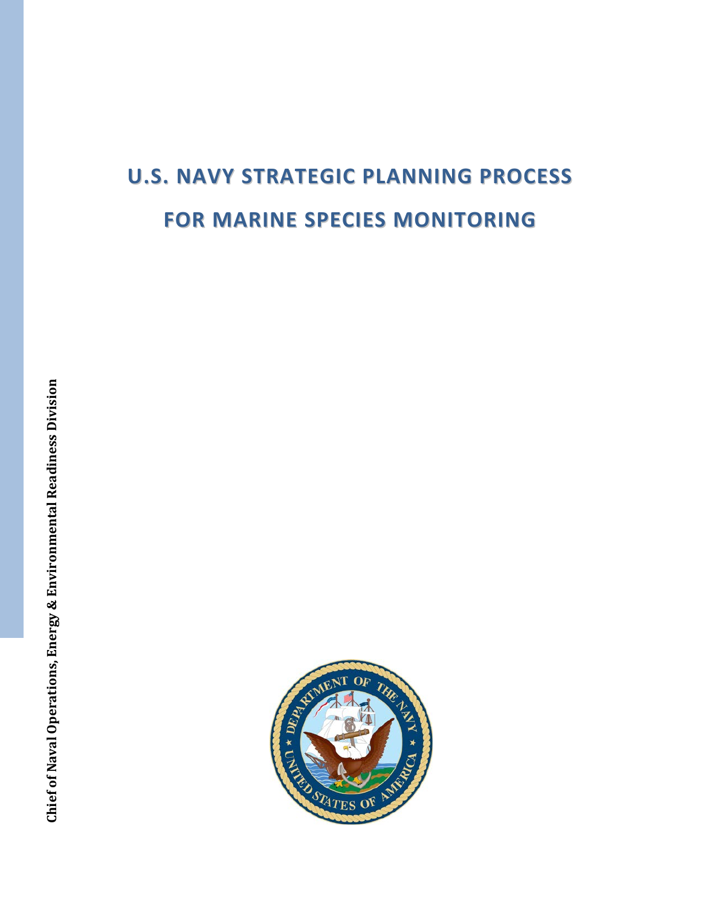# U.S. NAVY STRATEGIC PLANNING PROCESS FOR MARINE SPECIES MONITORING

**Chief of Naval Operations, Energy & Environmental Readiness Division**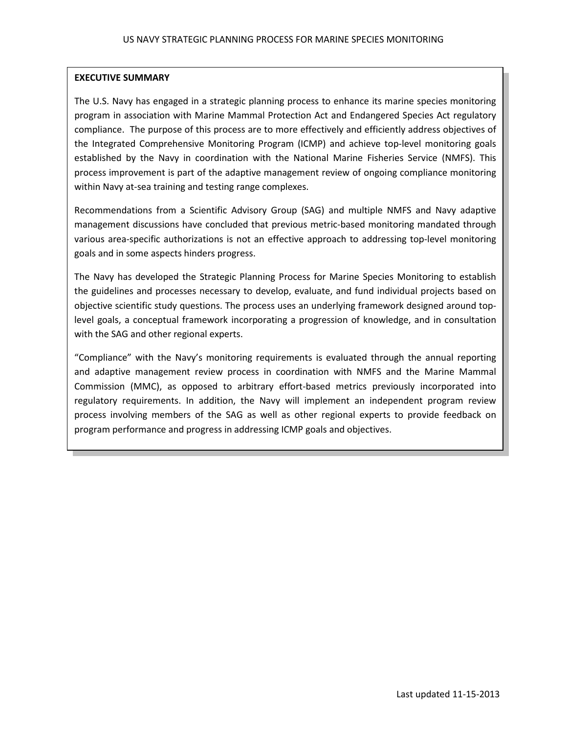## EXECUTIVE SUMMARY

The U.S. Navy has engaged in a strategic planning process to enhance its marine species monitoring program in association with Marine Mammal Protection Act and Endangered Species Act regulatory compliance. The purpose of this process are to more effectively and efficiently address objectives of the Integrated Comprehensive Monitoring Program (ICMP) and achieve top-level monitoring goals established by the Navy in coordination with the National Marine Fisheries Service (NMFS). This process improvement is part of the adaptive management review of ongoing compliance monitoring within Navy at-sea training and testing range complexes.

Recommendations from a Scientific Advisory Group (SAG) and multiple NMFS and Navy adaptive management discussions have concluded that previous metric-based monitoring mandated through various area-specific authorizations is not an effective approach to addressing top-level monitoring goals and in some aspects hinders progress.

The Navy has developed the Strategic Planning Process for Marine Species Monitoring to establish the guidelines and processes necessary to develop, evaluate, and fund individual projects based on objective scientific study questions. The process uses an underlying framework designed around top-level goals, a conceptual framework incorporating a progression of knowledge, and in consultation with the SAG and other regional experts.

"Compliance" with the Navy's monitoring requirements is evaluated through the annual reporting and adaptive management review process in coordination with NMFS and the Marine Mammal Commission (MMC), as opposed to arbitrary effort-based metrics previously incorporated into regulatory requirements. In addition, the Navy will implement an independent program review process involving members of the SAG as well as other regional experts to provide feedback on program performance and progress in addressing ICMP goals and objectives.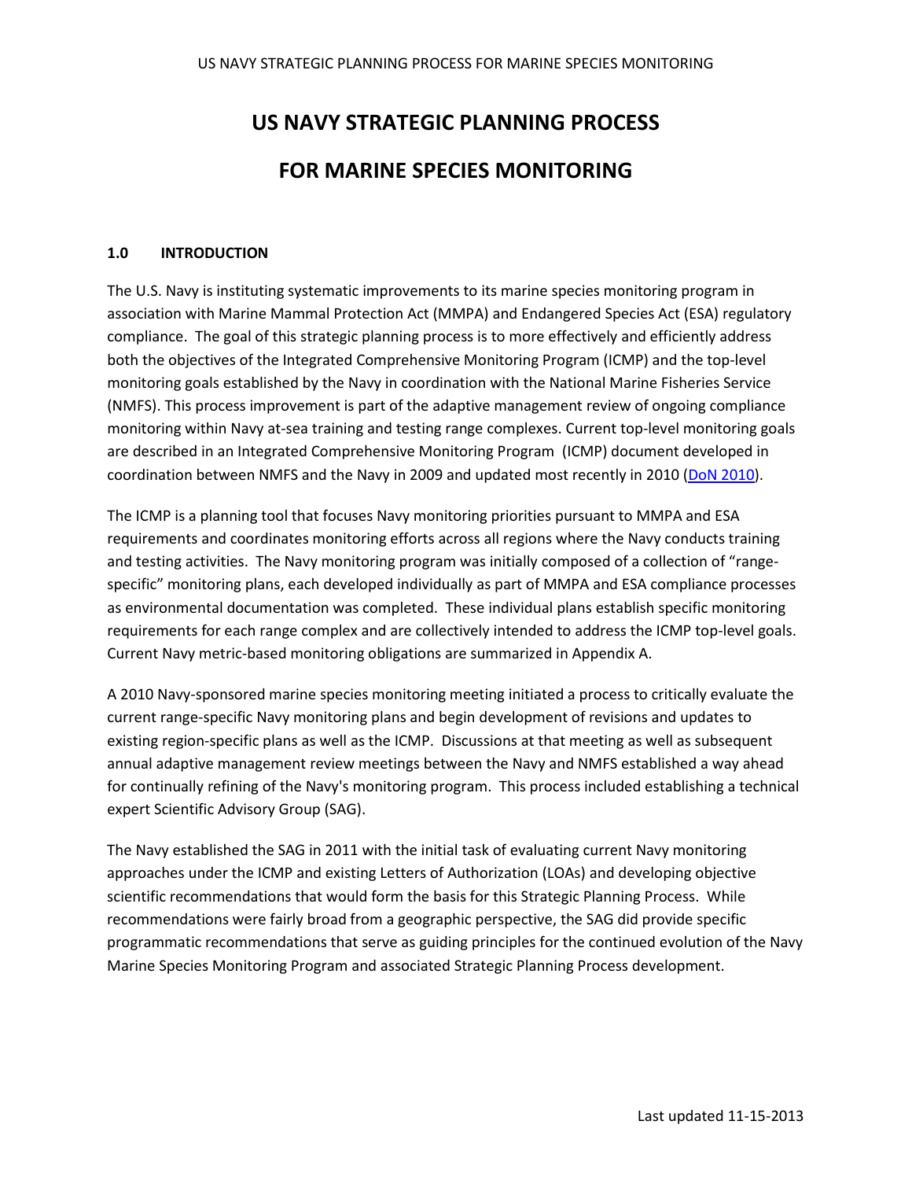# US NAVY STRATEGIC PLANNING PROCESS

# FOR MARINE SPECIES MONITORING

## 1.0 INTRODUCTION

The U.S. Navy is instituting systematic improvements to its marine species monitoring program in association with Marine Mammal Protection Act (MMPA) and Endangered Species Act (ESA) regulatory compliance. The goal of this strategic planning process is to more effectively and efficiently address both the objectives of the Integrated Comprehensive Monitoring Program (ICMP) and the top-level monitoring goals established by the Navy in coordination with the National Marine Fisheries Service (NMFS). This process improvement is part of the adaptive management review of ongoing compliance monitoring within Navy at-sea training and testing range complexes. Current top-level monitoring goals are described in an Integrated Comprehensive Monitoring Program (ICMP) document developed in coordination between NMFS and the Navy in 2009 and updated most recently in 2010 (DoN 2010).

The ICMP is a planning tool that focuses Navy monitoring priorities pursuant to MMPA and ESA requirements and coordinates monitoring efforts across all regions where the Navy conducts training and testing activities. The Navy monitoring program was initially composed of a collection of "range-specific" monitoring plans, each developed individually as part of MMPA and ESA compliance processes as environmental documentation was completed. These individual plans establish specific monitoring requirements for each range complex and are collectively intended to address the ICMP top-level goals. Current Navy metric-based monitoring obligations are summarized in Appendix A.

A 2010 Navy-sponsored marine species monitoring meeting initiated a process to critically evaluate the current range-specific Navy monitoring plans and begin development of revisions and updates to existing region-specific plans as well as the ICMP. Discussions at that meeting as well as subsequent annual adaptive management review meetings between the Navy and NMFS established a way ahead for continually refining of the Navy's monitoring program. This process included establishing a technical expert Scientific Advisory Group (SAG).

The Navy established the SAG in 2011 with the initial task of evaluating current Navy monitoring approaches under the ICMP and existing Letters of Authorization (LOAs) and developing objective scientific recommendations that would form the basis for this Strategic Planning Process. While recommendations were fairly broad from a geographic perspective, the SAG did provide specific programmatic recommendations that serve as guiding principles for the continued evolution of the Navy Marine Species Monitoring Program and associated Strategic Planning Process development.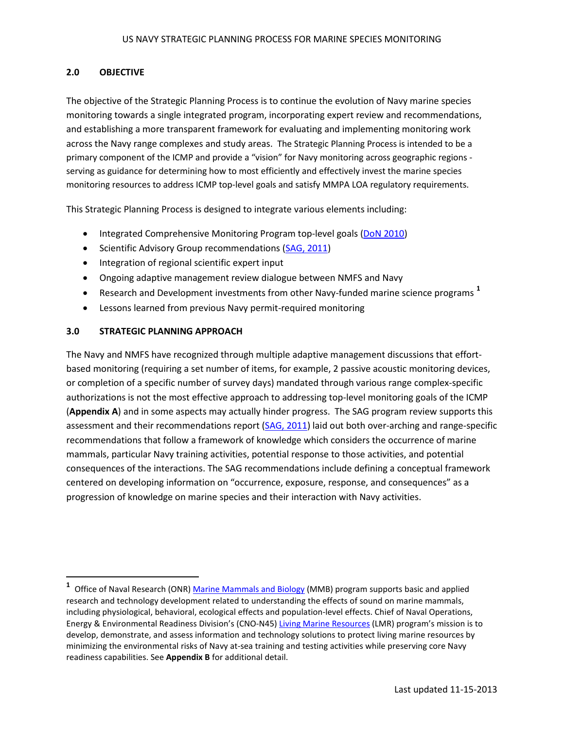## 2.0 OBJECTIVE

The objective of the Strategic Planning Process is to continue the evolution of Navy marine species monitoring towards a single integrated program, incorporating expert review and recommendations, and establishing a more transparent framework for evaluating and implementing monitoring work across the Navy range complexes and study areas. The Strategic Planning Process is intended to be a primary component of the ICMP and provide a "vision" for Navy monitoring across geographic regions - serving as guidance for determining how to most efficiently and effectively invest the marine species monitoring resources to address ICMP top-level goals and satisfy MMPA LOA regulatory requirements.

This Strategic Planning Process is designed to integrate various elements including:

- Integrated Comprehensive Monitoring Program top-level goals (DoN 2010)
- Scientific Advisory Group recommendations (SAG, 2011)
- Integration of regional scientific expert input
- Ongoing adaptive management review dialogue between NMFS and Navy
- Research and Development investments from other Navy-funded marine science programs [1]
- Lessons learned from previous Navy permit-required monitoring

## 3.0 STRATEGIC PLANNING APPROACH

The Navy and NMFS have recognized through multiple adaptive management discussions that effort-based monitoring (requiring a set number of items, for example, 2 passive acoustic monitoring devices, or completion of a specific number of survey days) mandated through various range complex-specific authorizations is not the most effective approach to addressing top-level monitoring goals of the ICMP (**Appendix A**) and in some aspects may actually hinder progress. The SAG program review supports this assessment and their recommendations report (SAG, 2011) laid out both over-arching and range-specific recommendations that follow a framework of knowledge which considers the occurrence of marine mammals, particular Navy training activities, potential response to those activities, and potential consequences of the interactions. The SAG recommendations include defining a conceptual framework centered on developing information on "occurrence, exposure, response, and consequences" as a progression of knowledge on marine species and their interaction with Navy activities.

---

[1] Office of Naval Research (ONR) Marine Mammals and Biology (MMB) program supports basic and applied research and technology development related to understanding the effects of sound on marine mammals, including physiological, behavioral, ecological effects and population-level effects. Chief of Naval Operations, Energy & Environmental Readiness Division's (CNO-N45) Living Marine Resources (LMR) program's mission is to develop, demonstrate, and assess information and technology solutions to protect living marine resources by minimizing the environmental risks of Navy at-sea training and testing activities while preserving core Navy readiness capabilities. See **Appendix B** for additional detail.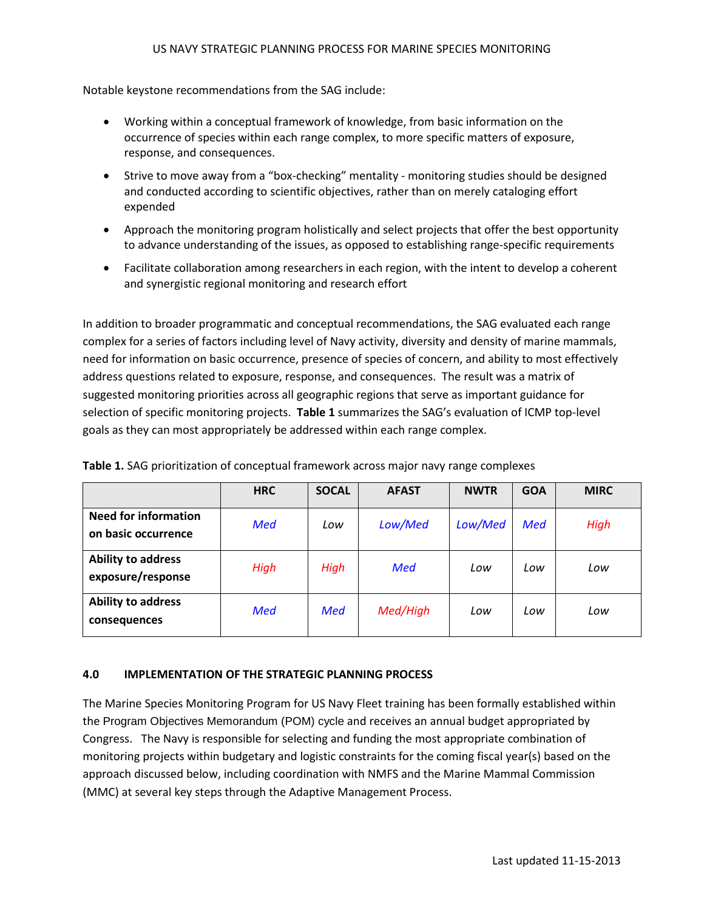Notable keystone recommendations from the SAG include:

- Working within a conceptual framework of knowledge, from basic information on the occurrence of species within each range complex, to more specific matters of exposure, response, and consequences.
- Strive to move away from a "box-checking" mentality - monitoring studies should be designed and conducted according to scientific objectives, rather than on merely cataloging effort expended
- Approach the monitoring program holistically and select projects that offer the best opportunity to advance understanding of the issues, as opposed to establishing range-specific requirements
- Facilitate collaboration among researchers in each region, with the intent to develop a coherent and synergistic regional monitoring and research effort

In addition to broader programmatic and conceptual recommendations, the SAG evaluated each range complex for a series of factors including level of Navy activity, diversity and density of marine mammals, need for information on basic occurrence, presence of species of concern, and ability to most effectively address questions related to exposure, response, and consequences. The result was a matrix of suggested monitoring priorities across all geographic regions that serve as important guidance for selection of specific monitoring projects. **Table 1** summarizes the SAG's evaluation of ICMP top-level goals as they can most appropriately be addressed within each range complex.

**Table 1.** SAG prioritization of conceptual framework across major navy range complexes

| | HRC | SOCAL | AFAST | NWTR | GOA | MIRC |
|---|---|---|---|---|---|---|
| **Need for information on basic occurrence** | *Med* | *Low* | *Low/Med* | *Low/Med* | *Med* | *High* |
| **Ability to address exposure/response** | *High* | *High* | *Med* | *Low* | *Low* | *Low* |
| **Ability to address consequences** | *Med* | *Med* | *Med/High* | *Low* | *Low* | *Low* |

## 4.0 IMPLEMENTATION OF THE STRATEGIC PLANNING PROCESS

The Marine Species Monitoring Program for US Navy Fleet training has been formally established within the Program Objectives Memorandum (POM) cycle and receives an annual budget appropriated by Congress. The Navy is responsible for selecting and funding the most appropriate combination of monitoring projects within budgetary and logistic constraints for the coming fiscal year(s) based on the approach discussed below, including coordination with NMFS and the Marine Mammal Commission (MMC) at several key steps through the Adaptive Management Process.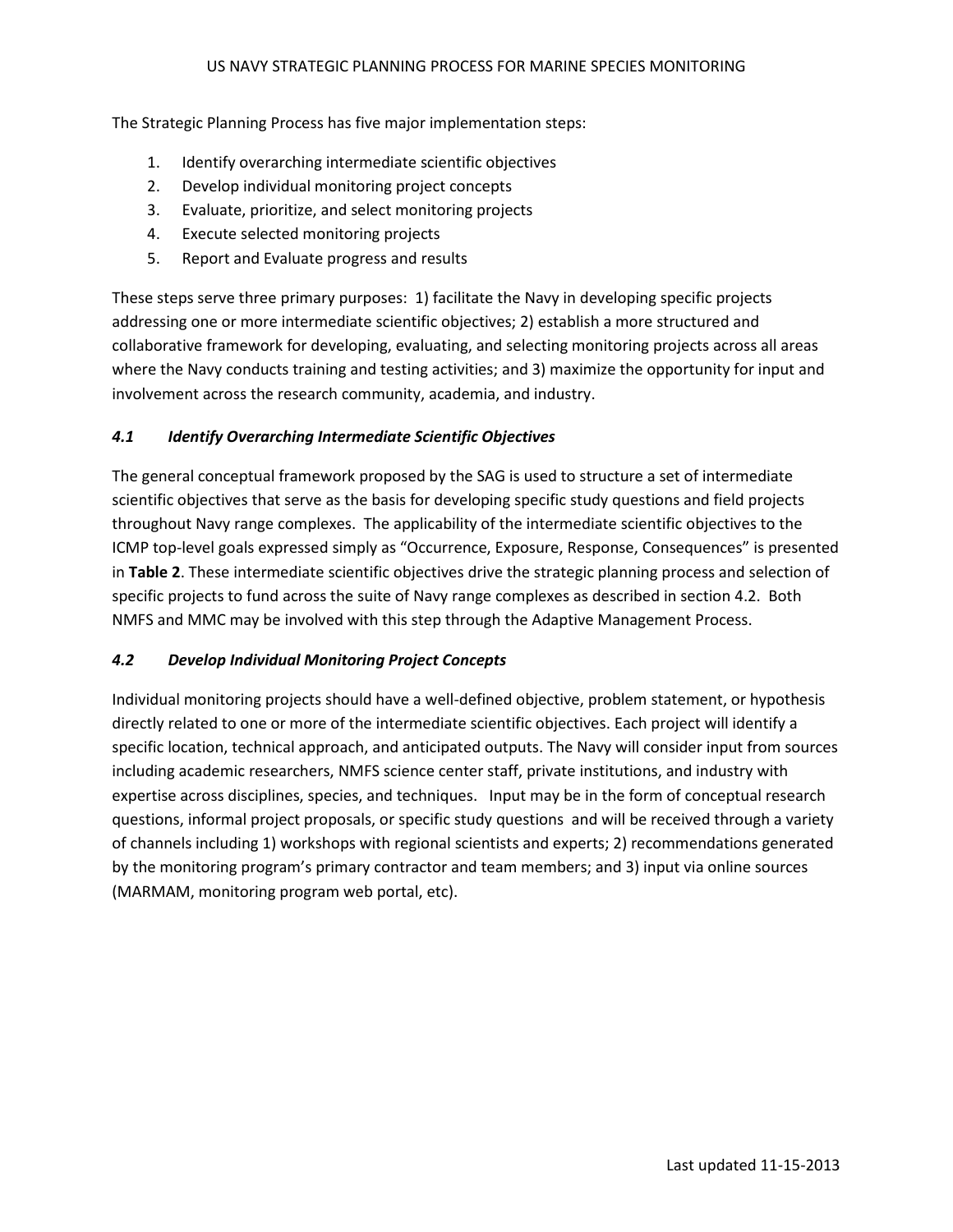The Strategic Planning Process has five major implementation steps:

1. Identify overarching intermediate scientific objectives
2. Develop individual monitoring project concepts
3. Evaluate, prioritize, and select monitoring projects
4. Execute selected monitoring projects
5. Report and Evaluate progress and results

These steps serve three primary purposes: 1) facilitate the Navy in developing specific projects addressing one or more intermediate scientific objectives; 2) establish a more structured and collaborative framework for developing, evaluating, and selecting monitoring projects across all areas where the Navy conducts training and testing activities; and 3) maximize the opportunity for input and involvement across the research community, academia, and industry.

### *4.1 Identify Overarching Intermediate Scientific Objectives*

The general conceptual framework proposed by the SAG is used to structure a set of intermediate scientific objectives that serve as the basis for developing specific study questions and field projects throughout Navy range complexes. The applicability of the intermediate scientific objectives to the ICMP top-level goals expressed simply as "Occurrence, Exposure, Response, Consequences" is presented in **Table 2**. These intermediate scientific objectives drive the strategic planning process and selection of specific projects to fund across the suite of Navy range complexes as described in section 4.2. Both NMFS and MMC may be involved with this step through the Adaptive Management Process.

### *4.2 Develop Individual Monitoring Project Concepts*

Individual monitoring projects should have a well-defined objective, problem statement, or hypothesis directly related to one or more of the intermediate scientific objectives. Each project will identify a specific location, technical approach, and anticipated outputs. The Navy will consider input from sources including academic researchers, NMFS science center staff, private institutions, and industry with expertise across disciplines, species, and techniques. Input may be in the form of conceptual research questions, informal project proposals, or specific study questions and will be received through a variety of channels including 1) workshops with regional scientists and experts; 2) recommendations generated by the monitoring program's primary contractor and team members; and 3) input via online sources (MARMAM, monitoring program web portal, etc).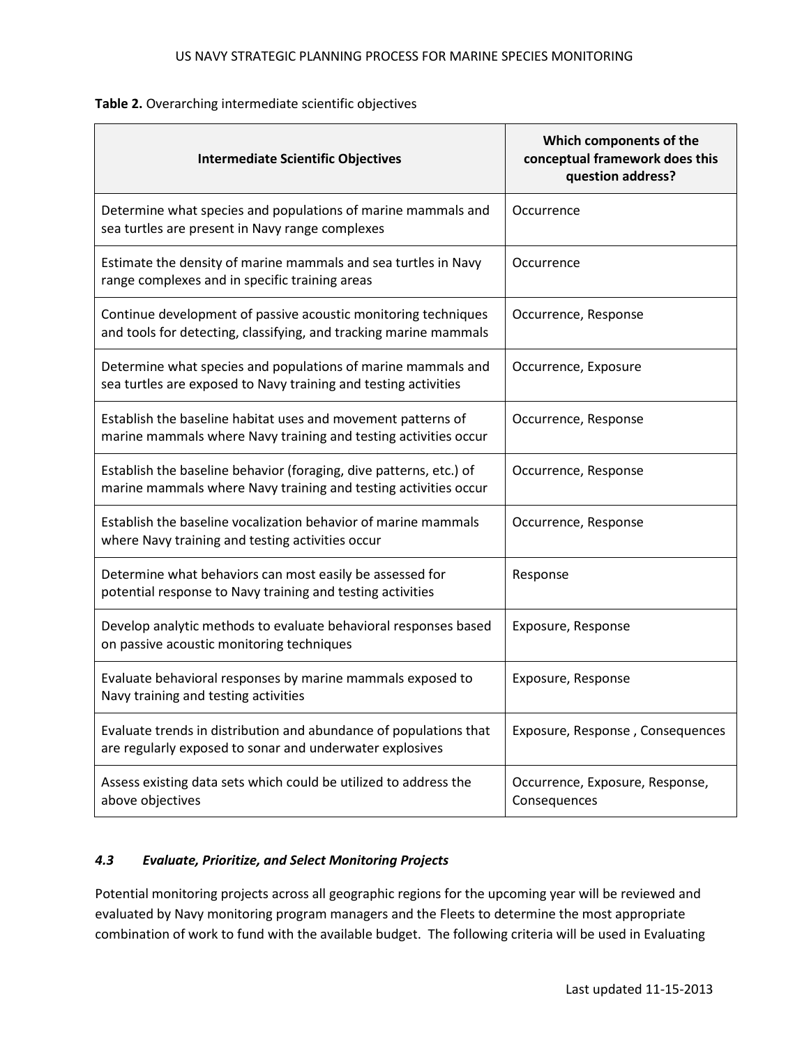**Table 2.** Overarching intermediate scientific objectives

| Intermediate Scientific Objectives | Which components of the conceptual framework does this question address? |
|---|---|
| Determine what species and populations of marine mammals and sea turtles are present in Navy range complexes | Occurrence |
| Estimate the density of marine mammals and sea turtles in Navy range complexes and in specific training areas | Occurrence |
| Continue development of passive acoustic monitoring techniques and tools for detecting, classifying, and tracking marine mammals | Occurrence, Response |
| Determine what species and populations of marine mammals and sea turtles are exposed to Navy training and testing activities | Occurrence, Exposure |
| Establish the baseline habitat uses and movement patterns of marine mammals where Navy training and testing activities occur | Occurrence, Response |
| Establish the baseline behavior (foraging, dive patterns, etc.) of marine mammals where Navy training and testing activities occur | Occurrence, Response |
| Establish the baseline vocalization behavior of marine mammals where Navy training and testing activities occur | Occurrence, Response |
| Determine what behaviors can most easily be assessed for potential response to Navy training and testing activities | Response |
| Develop analytic methods to evaluate behavioral responses based on passive acoustic monitoring techniques | Exposure, Response |
| Evaluate behavioral responses by marine mammals exposed to Navy training and testing activities | Exposure, Response |
| Evaluate trends in distribution and abundance of populations that are regularly exposed to sonar and underwater explosives | Exposure, Response , Consequences |
| Assess existing data sets which could be utilized to address the above objectives | Occurrence, Exposure, Response, Consequences |

### *4.3 Evaluate, Prioritize, and Select Monitoring Projects*

Potential monitoring projects across all geographic regions for the upcoming year will be reviewed and evaluated by Navy monitoring program managers and the Fleets to determine the most appropriate combination of work to fund with the available budget. The following criteria will be used in Evaluating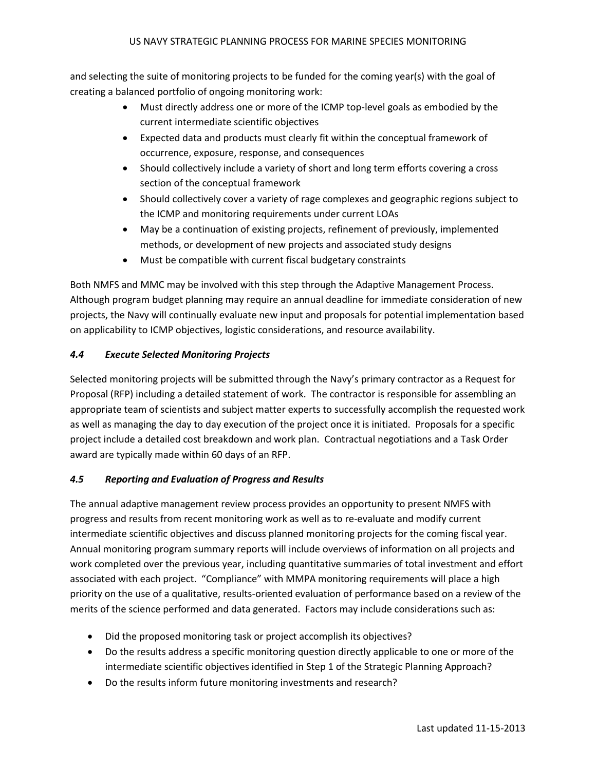and selecting the suite of monitoring projects to be funded for the coming year(s) with the goal of creating a balanced portfolio of ongoing monitoring work:

- Must directly address one or more of the ICMP top-level goals as embodied by the current intermediate scientific objectives
- Expected data and products must clearly fit within the conceptual framework of occurrence, exposure, response, and consequences
- Should collectively include a variety of short and long term efforts covering a cross section of the conceptual framework
- Should collectively cover a variety of rage complexes and geographic regions subject to the ICMP and monitoring requirements under current LOAs
- May be a continuation of existing projects, refinement of previously, implemented methods, or development of new projects and associated study designs
- Must be compatible with current fiscal budgetary constraints

Both NMFS and MMC may be involved with this step through the Adaptive Management Process. Although program budget planning may require an annual deadline for immediate consideration of new projects, the Navy will continually evaluate new input and proposals for potential implementation based on applicability to ICMP objectives, logistic considerations, and resource availability.

### *4.4 Execute Selected Monitoring Projects*

Selected monitoring projects will be submitted through the Navy's primary contractor as a Request for Proposal (RFP) including a detailed statement of work. The contractor is responsible for assembling an appropriate team of scientists and subject matter experts to successfully accomplish the requested work as well as managing the day to day execution of the project once it is initiated. Proposals for a specific project include a detailed cost breakdown and work plan. Contractual negotiations and a Task Order award are typically made within 60 days of an RFP.

### *4.5 Reporting and Evaluation of Progress and Results*

The annual adaptive management review process provides an opportunity to present NMFS with progress and results from recent monitoring work as well as to re-evaluate and modify current intermediate scientific objectives and discuss planned monitoring projects for the coming fiscal year. Annual monitoring program summary reports will include overviews of information on all projects and work completed over the previous year, including quantitative summaries of total investment and effort associated with each project. "Compliance" with MMPA monitoring requirements will place a high priority on the use of a qualitative, results-oriented evaluation of performance based on a review of the merits of the science performed and data generated. Factors may include considerations such as:

- Did the proposed monitoring task or project accomplish its objectives?
- Do the results address a specific monitoring question directly applicable to one or more of the intermediate scientific objectives identified in Step 1 of the Strategic Planning Approach?
- Do the results inform future monitoring investments and research?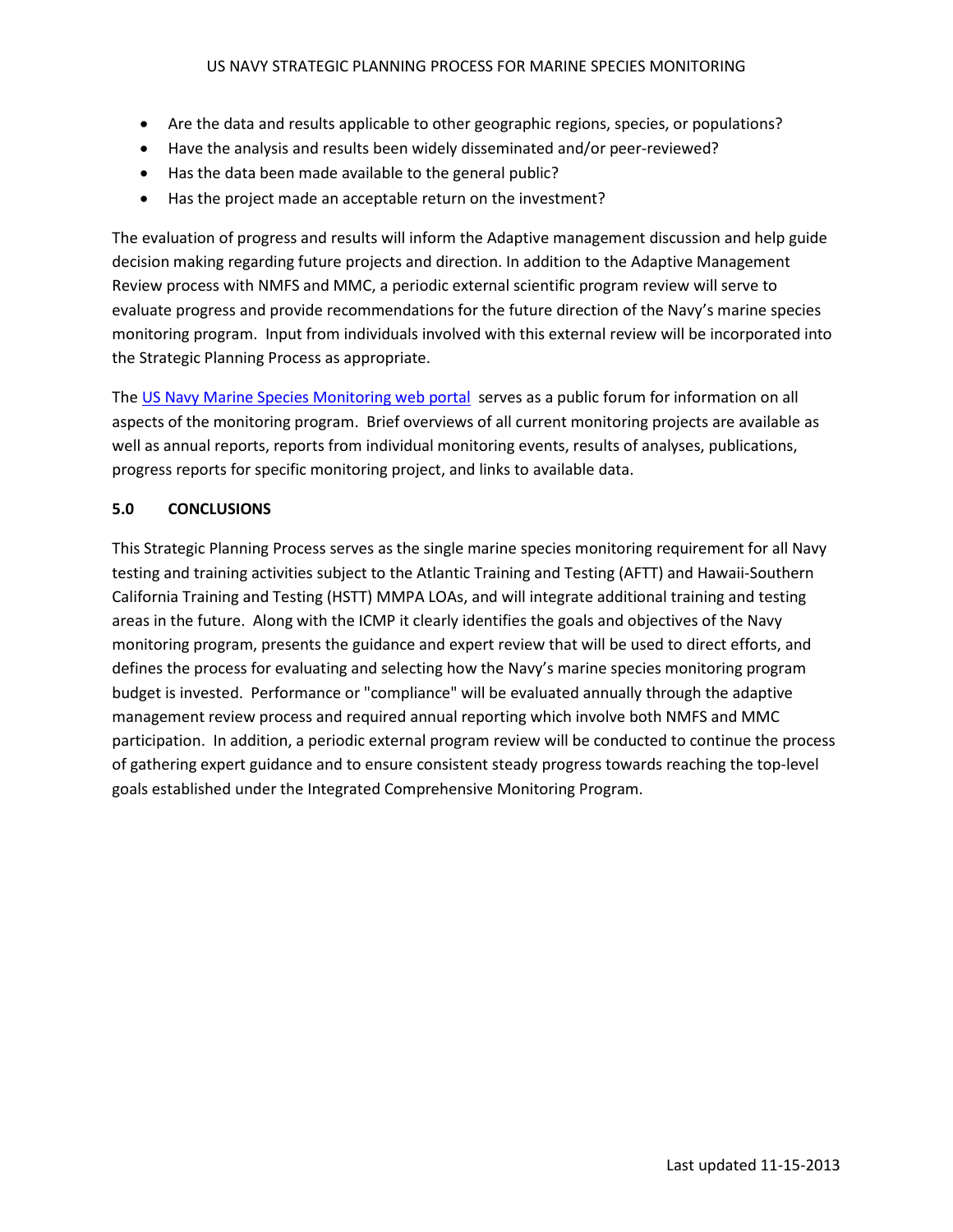- Are the data and results applicable to other geographic regions, species, or populations?
- Have the analysis and results been widely disseminated and/or peer-reviewed?
- Has the data been made available to the general public?
- Has the project made an acceptable return on the investment?

The evaluation of progress and results will inform the Adaptive management discussion and help guide decision making regarding future projects and direction. In addition to the Adaptive Management Review process with NMFS and MMC, a periodic external scientific program review will serve to evaluate progress and provide recommendations for the future direction of the Navy's marine species monitoring program. Input from individuals involved with this external review will be incorporated into the Strategic Planning Process as appropriate.

The US Navy Marine Species Monitoring web portal serves as a public forum for information on all aspects of the monitoring program. Brief overviews of all current monitoring projects are available as well as annual reports, reports from individual monitoring events, results of analyses, publications, progress reports for specific monitoring project, and links to available data.

## 5.0 CONCLUSIONS

This Strategic Planning Process serves as the single marine species monitoring requirement for all Navy testing and training activities subject to the Atlantic Training and Testing (AFTT) and Hawaii-Southern California Training and Testing (HSTT) MMPA LOAs, and will integrate additional training and testing areas in the future. Along with the ICMP it clearly identifies the goals and objectives of the Navy monitoring program, presents the guidance and expert review that will be used to direct efforts, and defines the process for evaluating and selecting how the Navy's marine species monitoring program budget is invested. Performance or "compliance" will be evaluated annually through the adaptive management review process and required annual reporting which involve both NMFS and MMC participation. In addition, a periodic external program review will be conducted to continue the process of gathering expert guidance and to ensure consistent steady progress towards reaching the top-level goals established under the Integrated Comprehensive Monitoring Program.

Last updated 11-15-2013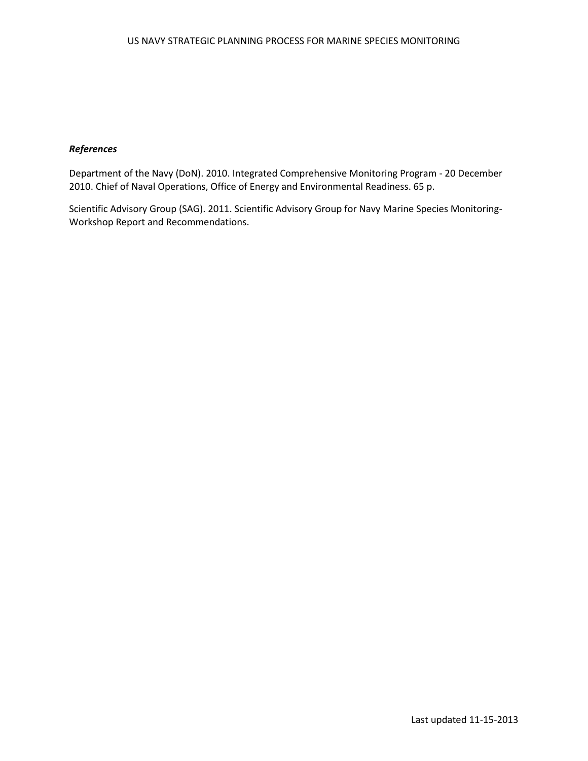***References***

Department of the Navy (DoN). 2010. Integrated Comprehensive Monitoring Program - 20 December 2010. Chief of Naval Operations, Office of Energy and Environmental Readiness. 65 p.

Scientific Advisory Group (SAG). 2011. Scientific Advisory Group for Navy Marine Species Monitoring-Workshop Report and Recommendations.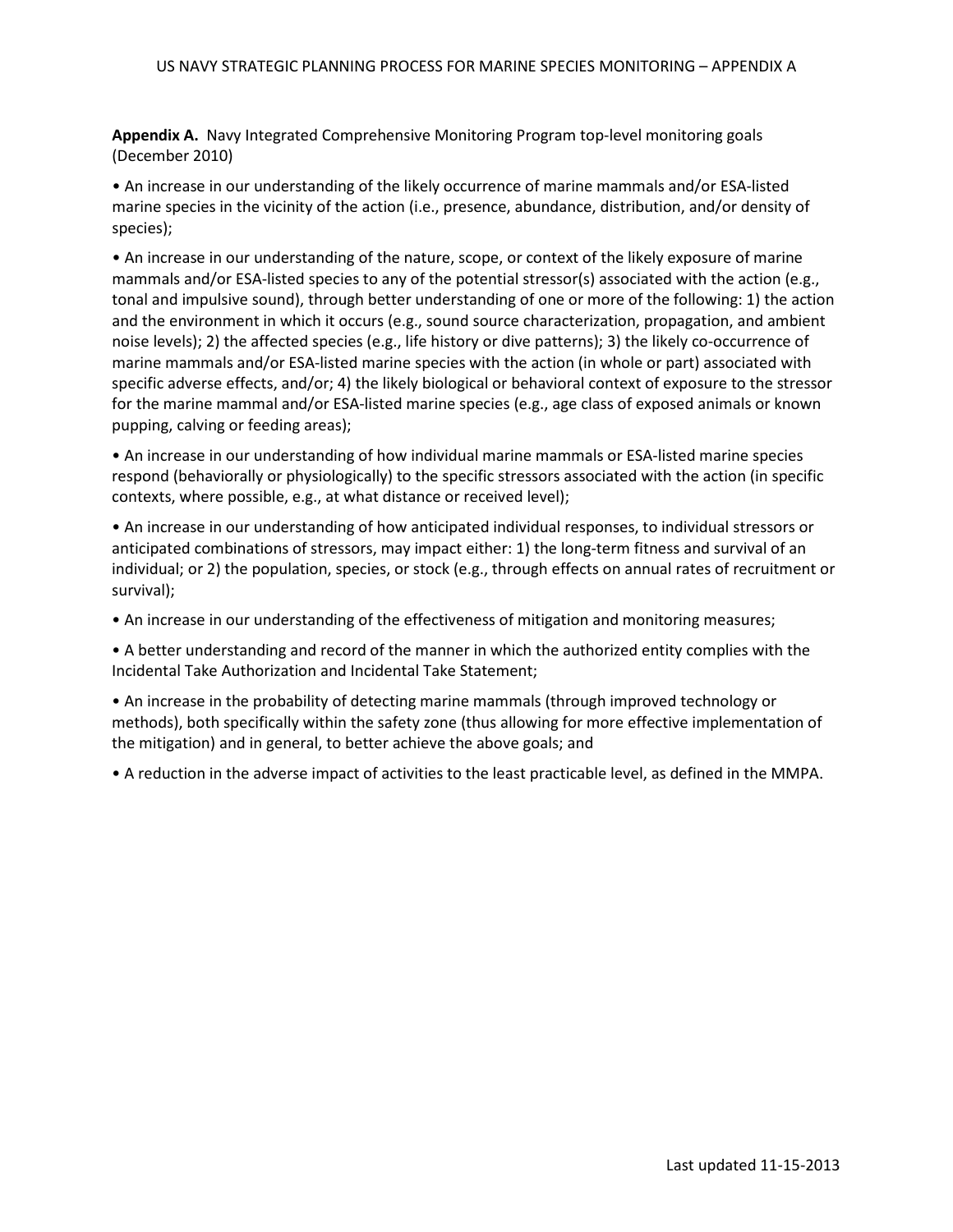**Appendix A.** Navy Integrated Comprehensive Monitoring Program top-level monitoring goals (December 2010)

• An increase in our understanding of the likely occurrence of marine mammals and/or ESA-listed marine species in the vicinity of the action (i.e., presence, abundance, distribution, and/or density of species);

• An increase in our understanding of the nature, scope, or context of the likely exposure of marine mammals and/or ESA-listed species to any of the potential stressor(s) associated with the action (e.g., tonal and impulsive sound), through better understanding of one or more of the following: 1) the action and the environment in which it occurs (e.g., sound source characterization, propagation, and ambient noise levels); 2) the affected species (e.g., life history or dive patterns); 3) the likely co-occurrence of marine mammals and/or ESA-listed marine species with the action (in whole or part) associated with specific adverse effects, and/or; 4) the likely biological or behavioral context of exposure to the stressor for the marine mammal and/or ESA-listed marine species (e.g., age class of exposed animals or known pupping, calving or feeding areas);

• An increase in our understanding of how individual marine mammals or ESA-listed marine species respond (behaviorally or physiologically) to the specific stressors associated with the action (in specific contexts, where possible, e.g., at what distance or received level);

• An increase in our understanding of how anticipated individual responses, to individual stressors or anticipated combinations of stressors, may impact either: 1) the long-term fitness and survival of an individual; or 2) the population, species, or stock (e.g., through effects on annual rates of recruitment or survival);

• An increase in our understanding of the effectiveness of mitigation and monitoring measures;

• A better understanding and record of the manner in which the authorized entity complies with the Incidental Take Authorization and Incidental Take Statement;

• An increase in the probability of detecting marine mammals (through improved technology or methods), both specifically within the safety zone (thus allowing for more effective implementation of the mitigation) and in general, to better achieve the above goals; and

• A reduction in the adverse impact of activities to the least practicable level, as defined in the MMPA.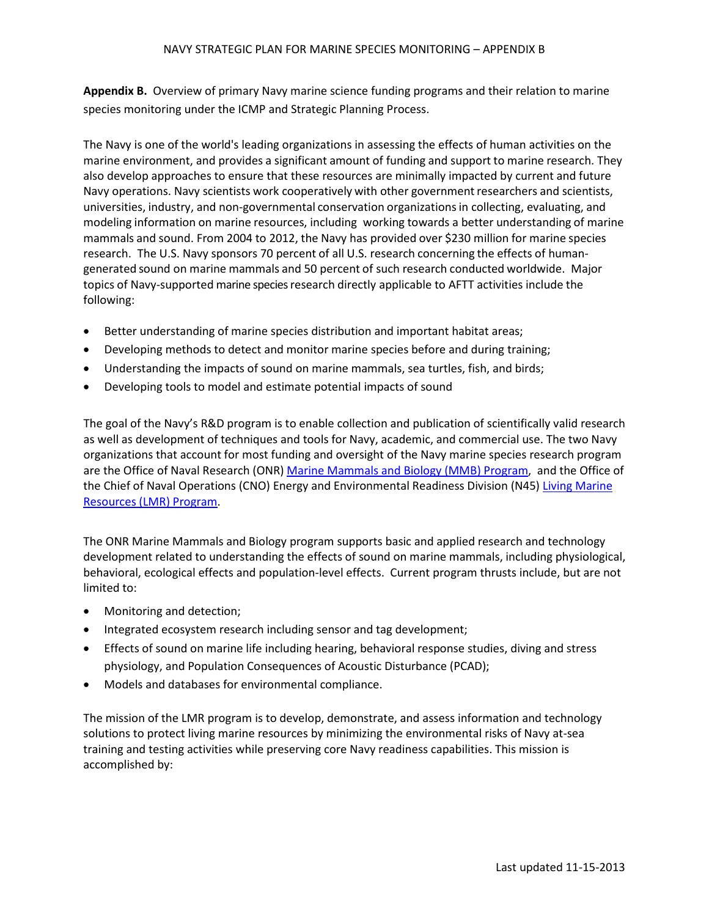**Appendix B.** Overview of primary Navy marine science funding programs and their relation to marine species monitoring under the ICMP and Strategic Planning Process.

The Navy is one of the world's leading organizations in assessing the effects of human activities on the marine environment, and provides a significant amount of funding and support to marine research. They also develop approaches to ensure that these resources are minimally impacted by current and future Navy operations. Navy scientists work cooperatively with other government researchers and scientists, universities, industry, and non-governmental conservation organizations in collecting, evaluating, and modeling information on marine resources, including working towards a better understanding of marine mammals and sound. From 2004 to 2012, the Navy has provided over $230 million for marine species research. The U.S. Navy sponsors 70 percent of all U.S. research concerning the effects of human-generated sound on marine mammals and 50 percent of such research conducted worldwide. Major topics of Navy-supported marine species research directly applicable to AFTT activities include the following:

- Better understanding of marine species distribution and important habitat areas;
- Developing methods to detect and monitor marine species before and during training;
- Understanding the impacts of sound on marine mammals, sea turtles, fish, and birds;
- Developing tools to model and estimate potential impacts of sound

The goal of the Navy's R&D program is to enable collection and publication of scientifically valid research as well as development of techniques and tools for Navy, academic, and commercial use. The two Navy organizations that account for most funding and oversight of the Navy marine species research program are the Office of Naval Research (ONR) Marine Mammals and Biology (MMB) Program, and the Office of the Chief of Naval Operations (CNO) Energy and Environmental Readiness Division (N45) Living Marine Resources (LMR) Program.

The ONR Marine Mammals and Biology program supports basic and applied research and technology development related to understanding the effects of sound on marine mammals, including physiological, behavioral, ecological effects and population-level effects. Current program thrusts include, but are not limited to:

- Monitoring and detection;
- Integrated ecosystem research including sensor and tag development;
- Effects of sound on marine life including hearing, behavioral response studies, diving and stress physiology, and Population Consequences of Acoustic Disturbance (PCAD);
- Models and databases for environmental compliance.

The mission of the LMR program is to develop, demonstrate, and assess information and technology solutions to protect living marine resources by minimizing the environmental risks of Navy at-sea training and testing activities while preserving core Navy readiness capabilities. This mission is accomplished by: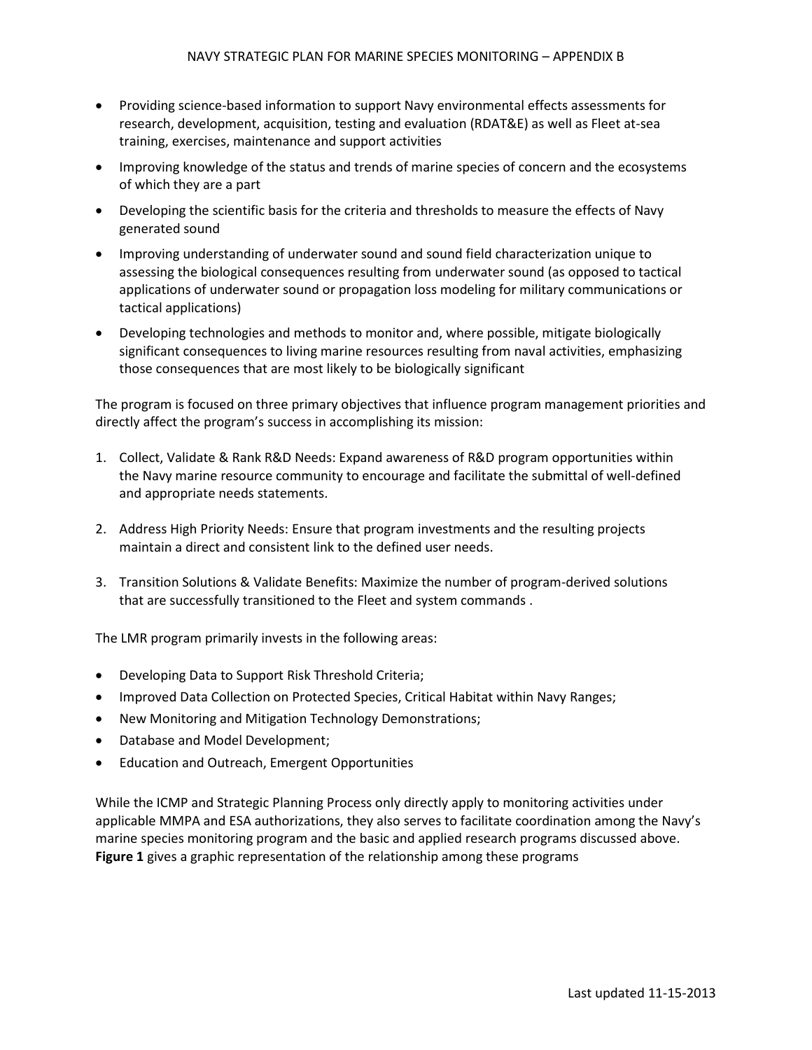- Providing science-based information to support Navy environmental effects assessments for research, development, acquisition, testing and evaluation (RDAT&E) as well as Fleet at-sea training, exercises, maintenance and support activities
- Improving knowledge of the status and trends of marine species of concern and the ecosystems of which they are a part
- Developing the scientific basis for the criteria and thresholds to measure the effects of Navy generated sound
- Improving understanding of underwater sound and sound field characterization unique to assessing the biological consequences resulting from underwater sound (as opposed to tactical applications of underwater sound or propagation loss modeling for military communications or tactical applications)
- Developing technologies and methods to monitor and, where possible, mitigate biologically significant consequences to living marine resources resulting from naval activities, emphasizing those consequences that are most likely to be biologically significant

The program is focused on three primary objectives that influence program management priorities and directly affect the program's success in accomplishing its mission:

1. Collect, Validate & Rank R&D Needs: Expand awareness of R&D program opportunities within the Navy marine resource community to encourage and facilitate the submittal of well-defined and appropriate needs statements.

2. Address High Priority Needs: Ensure that program investments and the resulting projects maintain a direct and consistent link to the defined user needs.

3. Transition Solutions & Validate Benefits: Maximize the number of program-derived solutions that are successfully transitioned to the Fleet and system commands .

The LMR program primarily invests in the following areas:

- Developing Data to Support Risk Threshold Criteria;
- Improved Data Collection on Protected Species, Critical Habitat within Navy Ranges;
- New Monitoring and Mitigation Technology Demonstrations;
- Database and Model Development;
- Education and Outreach, Emergent Opportunities

While the ICMP and Strategic Planning Process only directly apply to monitoring activities under applicable MMPA and ESA authorizations, they also serves to facilitate coordination among the Navy's marine species monitoring program and the basic and applied research programs discussed above. **Figure 1** gives a graphic representation of the relationship among these programs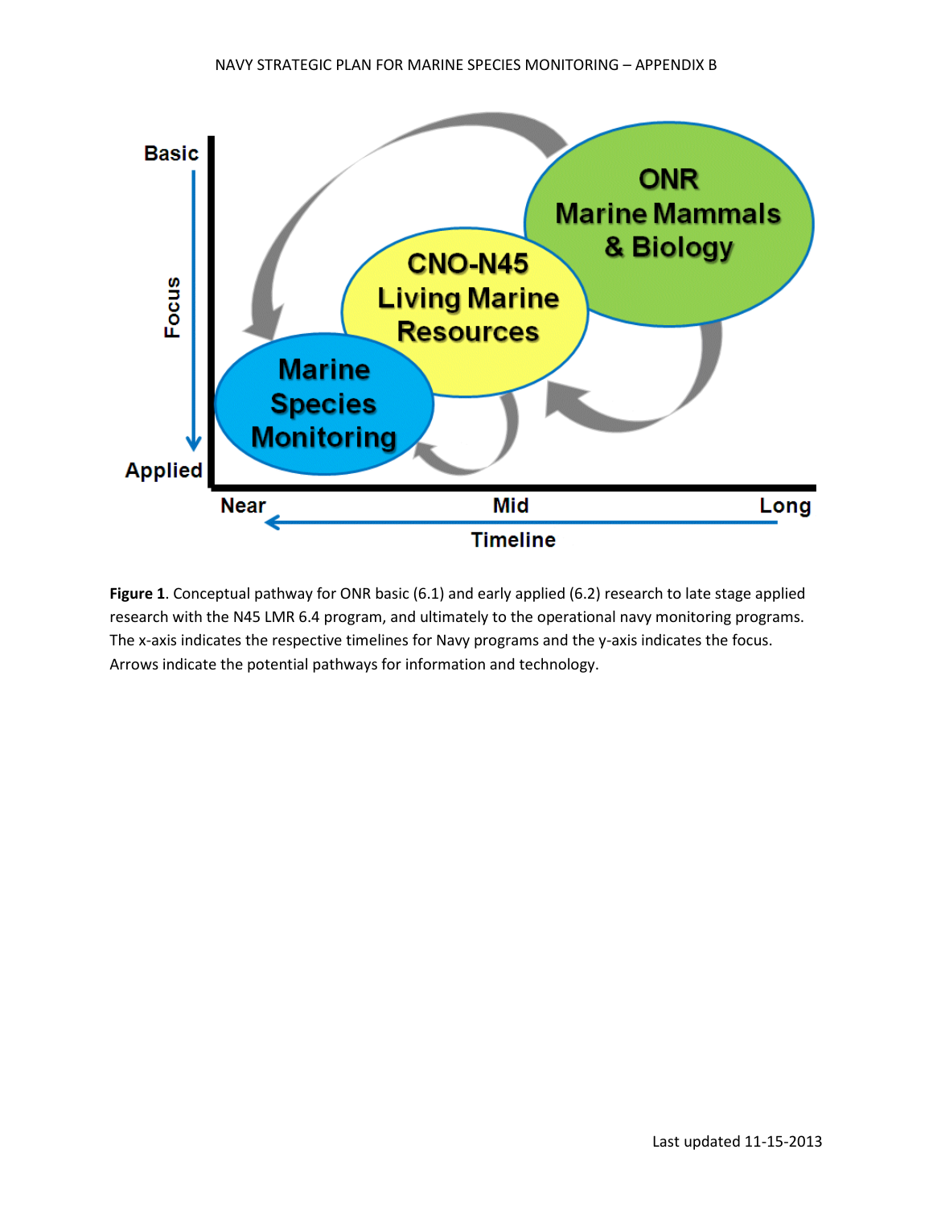Basic

Focus

Applied

ONR
Marine Mammals
& Biology

CNO-N45
Living Marine
Resources

Marine
Species
Monitoring

Near

Mid

Long

Timeline

**Figure 1**. Conceptual pathway for ONR basic (6.1) and early applied (6.2) research to late stage applied research with the N45 LMR 6.4 program, and ultimately to the operational navy monitoring programs. The x-axis indicates the respective timelines for Navy programs and the y-axis indicates the focus. Arrows indicate the potential pathways for information and technology.

Last updated 11-15-2013